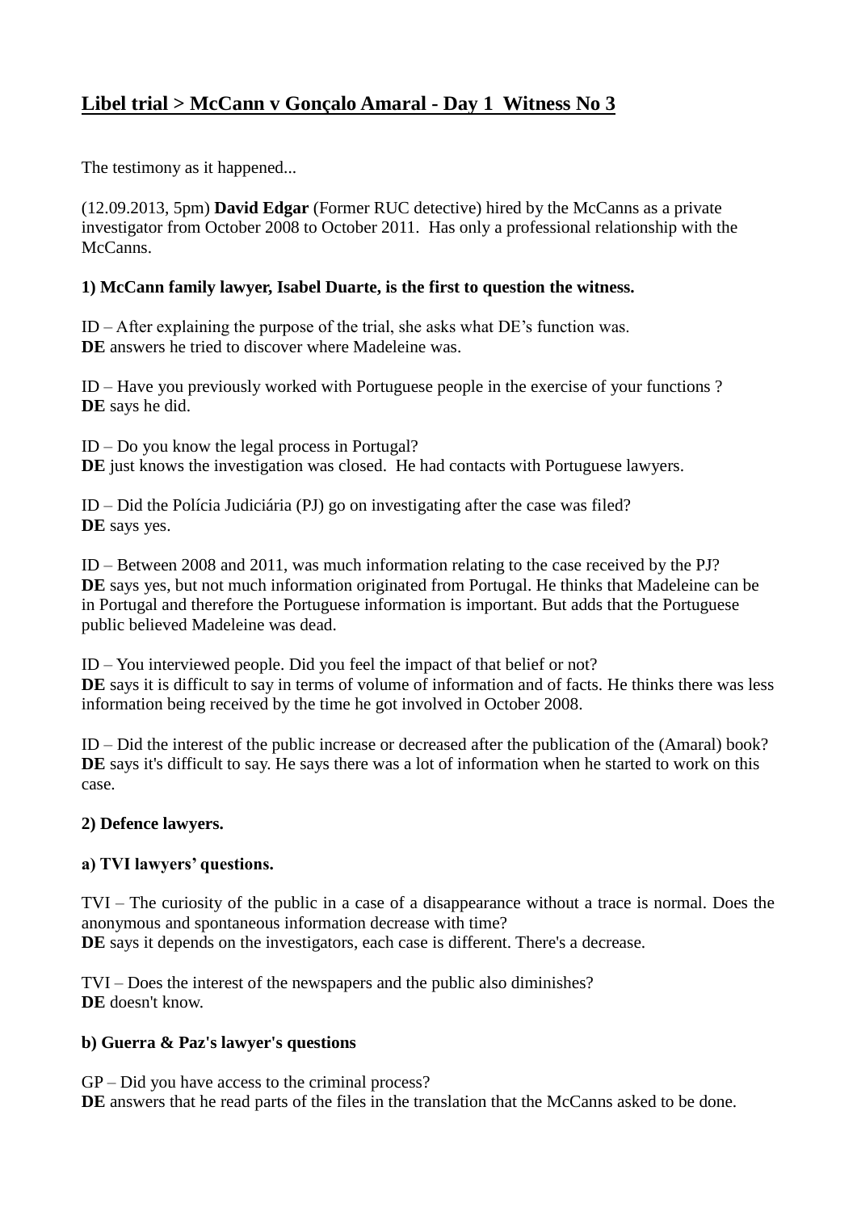# Libel trial > McCann v Gonçalo Amaral - Day 1 Witness No 3

The testimony as it happened...

(12.09.2013, 5pm) **David Edgar** (Former RUC detective) hired by the McCanns as a private investigator from October 2008 to October 2011. Has only a professional relationship with the McCanns.

### 1) McCann family lawyer, Isabel Duarte, is the first to question the witness.

ID – After explaining the purpose of the trial, she asks what DE's function was.
**DE** answers he tried to discover where Madeleine was.

ID – Have you previously worked with Portuguese people in the exercise of your functions ?
**DE** says he did.

ID – Do you know the legal process in Portugal?
**DE** just knows the investigation was closed. He had contacts with Portuguese lawyers.

ID – Did the Polícia Judiciária (PJ) go on investigating after the case was filed?
**DE** says yes.

ID – Between 2008 and 2011, was much information relating to the case received by the PJ?
**DE** says yes, but not much information originated from Portugal. He thinks that Madeleine can be in Portugal and therefore the Portuguese information is important. But adds that the Portuguese public believed Madeleine was dead.

ID – You interviewed people. Did you feel the impact of that belief or not?
**DE** says it is difficult to say in terms of volume of information and of facts. He thinks there was less information being received by the time he got involved in October 2008.

ID – Did the interest of the public increase or decreased after the publication of the (Amaral) book?
**DE** says it's difficult to say. He says there was a lot of information when he started to work on this case.

### 2) Defence lawyers.

#### a) TVI lawyers' questions.

TVI – The curiosity of the public in a case of a disappearance without a trace is normal. Does the anonymous and spontaneous information decrease with time?
**DE** says it depends on the investigators, each case is different. There's a decrease.

TVI – Does the interest of the newspapers and the public also diminishes?
**DE** doesn't know.

#### b) Guerra & Paz's lawyer's questions

GP – Did you have access to the criminal process?
**DE** answers that he read parts of the files in the translation that the McCanns asked to be done.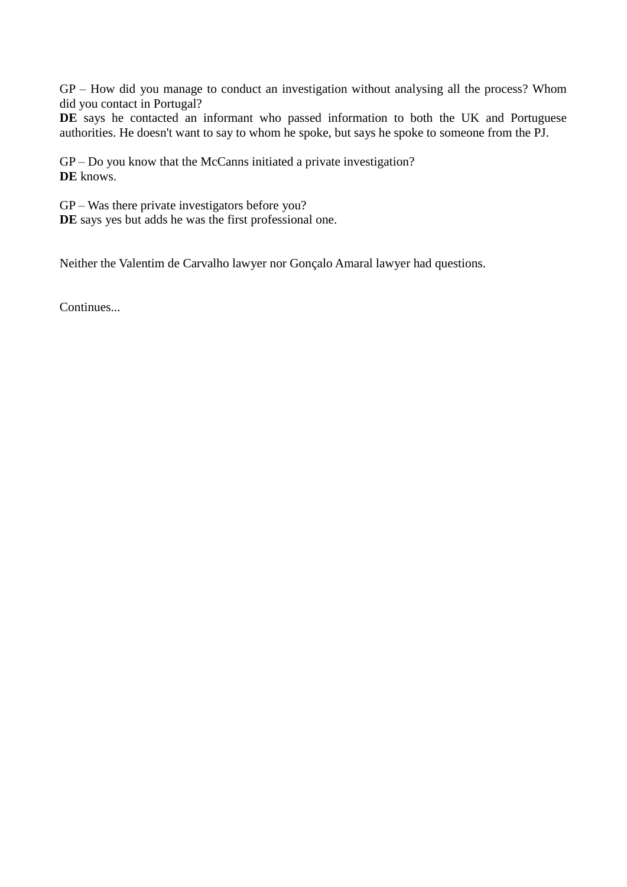GP – How did you manage to conduct an investigation without analysing all the process? Whom did you contact in Portugal?
**DE** says he contacted an informant who passed information to both the UK and Portuguese authorities. He doesn't want to say to whom he spoke, but says he spoke to someone from the PJ.

GP – Do you know that the McCanns initiated a private investigation?
**DE** knows.

GP – Was there private investigators before you?
**DE** says yes but adds he was the first professional one.

Neither the Valentim de Carvalho lawyer nor Gonçalo Amaral lawyer had questions.

Continues...